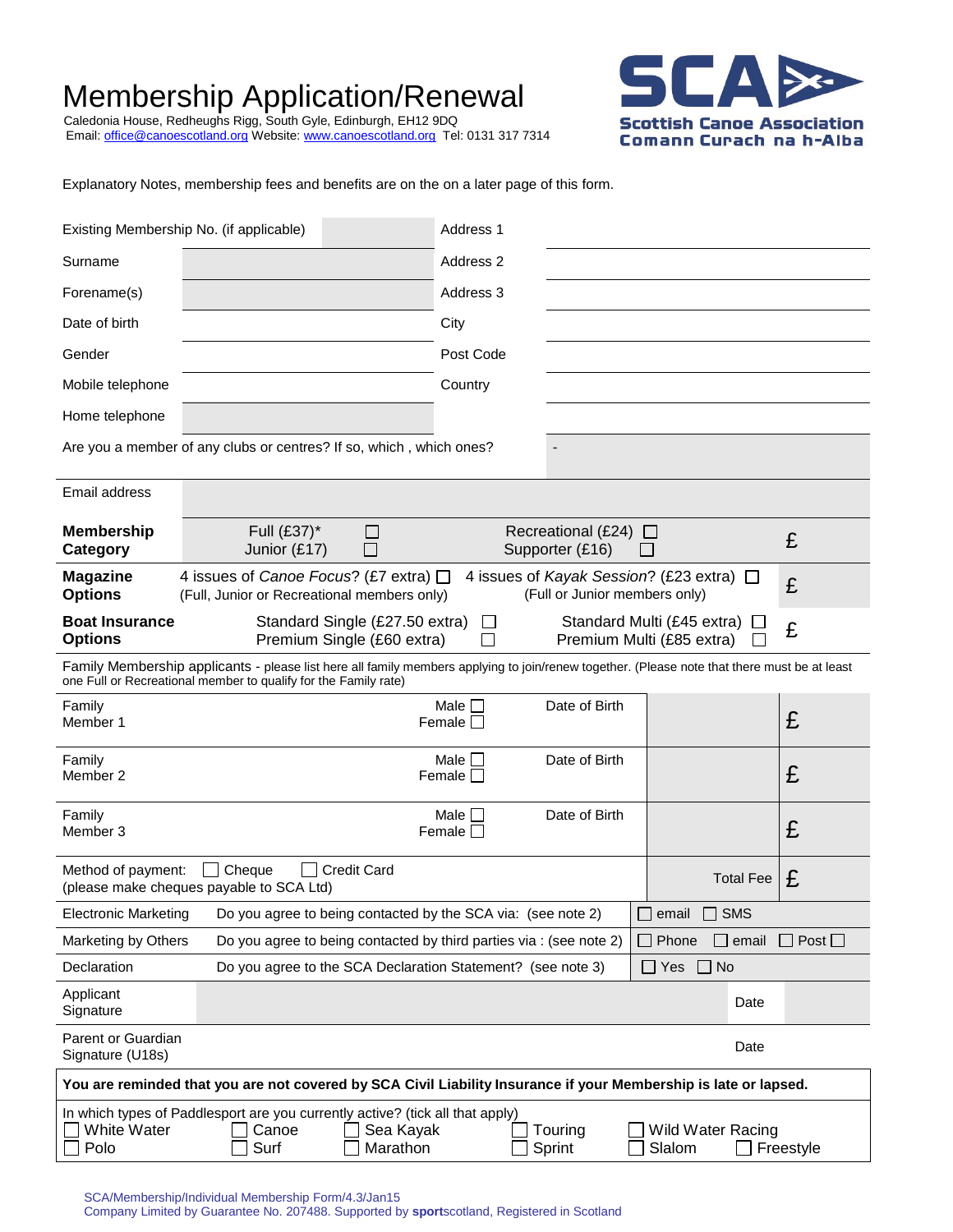# Membership Application/Renewal

Caledonia House, Redheughs Rigg, South Gyle, Edinburgh, EH12 9DQ
Email: office@canoescotland.org Website: www.canoescotland.org Tel: 0131 317 7314

**SCA**
**Scottish Canoe Association**
**Comann Curach na h-Alba**

Explanatory Notes, membership fees and benefits are on the on a later page of this form.

| | | | |
|---|---|---|---|
| Existing Membership No. (if applicable) | | Address 1 | |
| Surname | | Address 2 | |
| Forename(s) | | Address 3 | |
| Date of birth | | City | |
| Gender | | Post Code | |
| Mobile telephone | | Country | |
| Home telephone | | | |
| Are you a member of any clubs or centres? If so, which , which ones? | | | - |
| Email address | | | |

| | | | |
|---|---|---|---|
| **Membership Category** | Full (£37)* ☐<br>Junior (£17) ☐ | Recreational (£24) ☐<br>Supporter (£16) ☐ | £ |
| **Magazine Options** | 4 issues of *Canoe Focus*? (£7 extra) ☐<br>(Full, Junior or Recreational members only) | 4 issues of *Kayak Session*? (£23 extra) ☐<br>(Full or Junior members only) | £ |
| **Boat Insurance Options** | Standard Single (£27.50 extra) ☐<br>Premium Single (£60 extra) ☐ | Standard Multi (£45 extra) ☐<br>Premium Multi (£85 extra) ☐ | £ |

Family Membership applicants - please list here all family members applying to join/renew together. (Please note that there must be at least one Full or Recreational member to qualify for the Family rate)

| | | | | |
|---|---|---|---|---|
| Family Member 1 | Male ☐<br>Female ☐ | Date of Birth | | £ |
| Family Member 2 | Male ☐<br>Female ☐ | Date of Birth | | £ |
| Family Member 3 | Male ☐<br>Female ☐ | Date of Birth | | £ |
| Method of payment: ☐ Cheque ☐ Credit Card<br>(please make cheques payable to SCA Ltd) | | | Total Fee | £ |

| | | |
|---|---|---|
| Electronic Marketing | Do you agree to being contacted by the SCA via: (see note 2) | ☐ email ☐ SMS |
| Marketing by Others | Do you agree to being contacted by third parties via : (see note 2) | ☐ Phone ☐ email ☐ Post ☐ |
| Declaration | Do you agree to the SCA Declaration Statement? (see note 3) | ☐ Yes ☐ No |

| | | | |
|---|---|---|---|
| Applicant Signature | | Date | |
| Parent or Guardian Signature (U18s) | | Date | |

**You are reminded that you are not covered by SCA Civil Liability Insurance if your Membership is late or lapsed.**

In which types of Paddlesport are you currently active? (tick all that apply)

| | | | | | |
|---|---|---|---|---|---|
| ☐ White Water | ☐ Canoe | ☐ Sea Kayak | ☐ Touring | ☐ Wild Water Racing | |
| ☐ Polo | ☐ Surf | ☐ Marathon | ☐ Sprint | ☐ Slalom | ☐ Freestyle |

SCA/Membership/Individual Membership Form/4.3/Jan15
Company Limited by Guarantee No. 207488. Supported by **sport**scotland, Registered in Scotland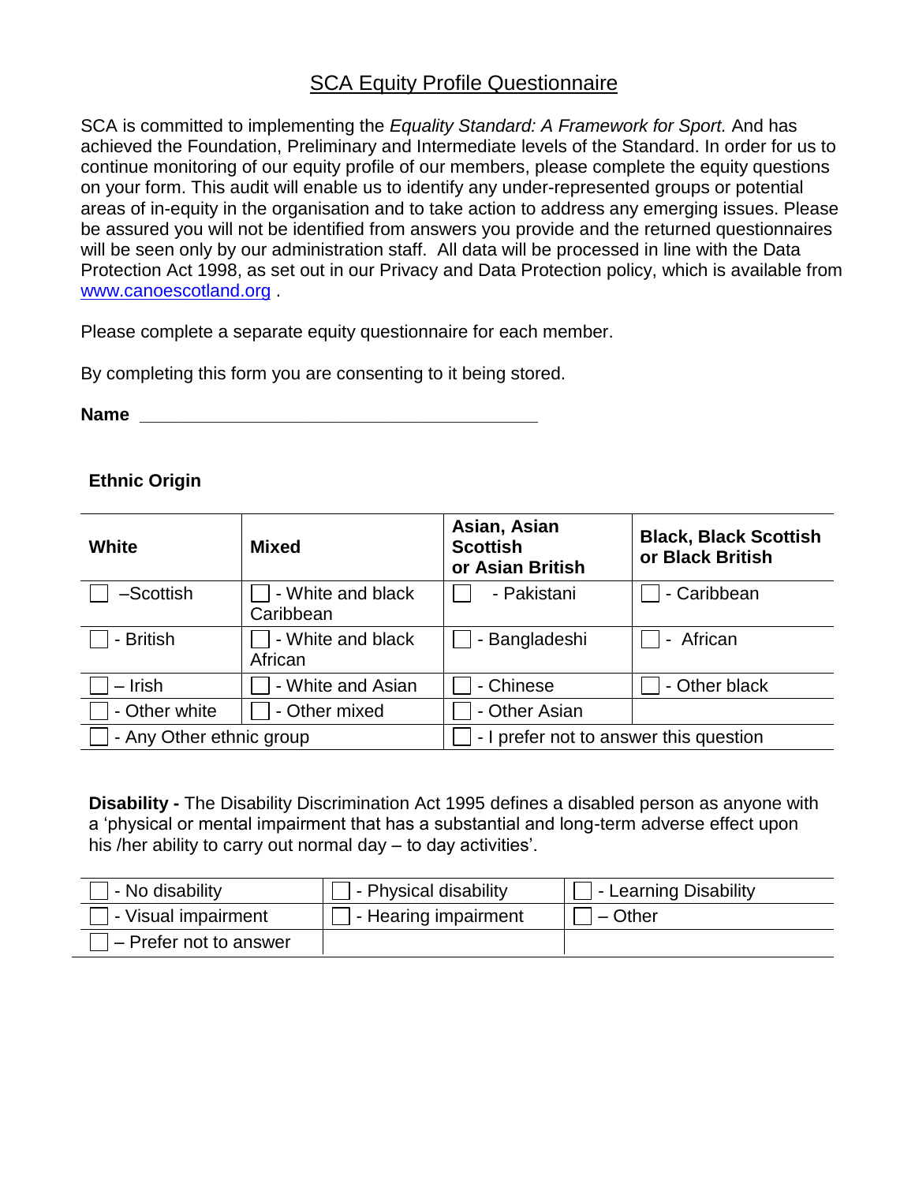# SCA Equity Profile Questionnaire

SCA is committed to implementing the *Equality Standard: A Framework for Sport.* And has achieved the Foundation, Preliminary and Intermediate levels of the Standard. In order for us to continue monitoring of our equity profile of our members, please complete the equity questions on your form. This audit will enable us to identify any under-represented groups or potential areas of in-equity in the organisation and to take action to address any emerging issues. Please be assured you will not be identified from answers you provide and the returned questionnaires will be seen only by our administration staff. All data will be processed in line with the Data Protection Act 1998, as set out in our Privacy and Data Protection policy, which is available from [www.canoescotland.org](http://www.canoescotland.org) .

Please complete a separate equity questionnaire for each member.

By completing this form you are consenting to it being stored.

**Name** ________________________________________

**Ethnic Origin**

| **White** | **Mixed** | **Asian, Asian Scottish or Asian British** | **Black, Black Scottish or Black British** |
|---|---|---|---|
| ☐ –Scottish | ☐ - White and black Caribbean | ☐ - Pakistani | ☐ - Caribbean |
| ☐ - British | ☐ - White and black African | ☐ - Bangladeshi | ☐ - African |
| ☐ – Irish | ☐ - White and Asian | ☐ - Chinese | ☐ - Other black |
| ☐ - Other white | ☐ - Other mixed | ☐ - Other Asian | |
| ☐ - Any Other ethnic group | | ☐ - I prefer not to answer this question | |

**Disability -** The Disability Discrimination Act 1995 defines a disabled person as anyone with a 'physical or mental impairment that has a substantial and long-term adverse effect upon his /her ability to carry out normal day – to day activities'.

| | | |
|---|---|---|
| ☐ - No disability | ☐ - Physical disability | ☐ - Learning Disability |
| ☐ - Visual impairment | ☐ - Hearing impairment | ☐ – Other |
| ☐ – Prefer not to answer | | |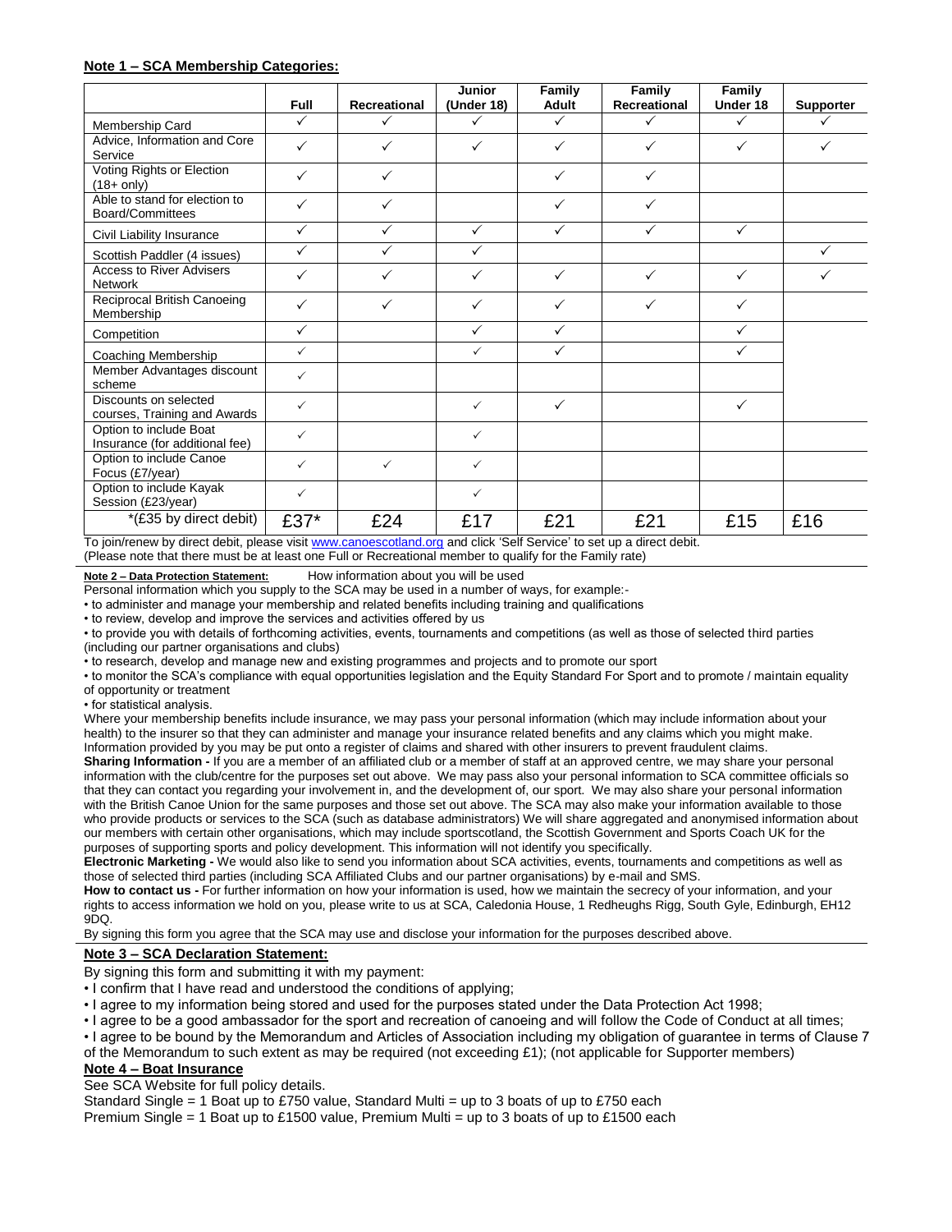**Note 1 – SCA Membership Categories:**

| | Full | Recreational | Junior (Under 18) | Family Adult | Family Recreational | Family Under 18 | Supporter |
|---|---|---|---|---|---|---|---|
| Membership Card | ✓ | ✓ | ✓ | ✓ | ✓ | ✓ | ✓ |
| Advice, Information and Core Service | ✓ | ✓ | ✓ | ✓ | ✓ | ✓ | ✓ |
| Voting Rights or Election (18+ only) | ✓ | ✓ | | ✓ | ✓ | | |
| Able to stand for election to Board/Committees | ✓ | ✓ | | ✓ | ✓ | | |
| Civil Liability Insurance | ✓ | ✓ | ✓ | ✓ | ✓ | ✓ | |
| Scottish Paddler (4 issues) | ✓ | ✓ | ✓ | | | | ✓ |
| Access to River Advisers Network | ✓ | ✓ | ✓ | ✓ | ✓ | ✓ | ✓ |
| Reciprocal British Canoeing Membership | ✓ | ✓ | ✓ | ✓ | ✓ | ✓ | |
| Competition | ✓ | | ✓ | ✓ | | ✓ | |
| Coaching Membership | ✓ | | ✓ | ✓ | | ✓ | |
| Member Advantages discount scheme | ✓ | | | | | | |
| Discounts on selected courses, Training and Awards | ✓ | | ✓ | ✓ | | ✓ | |
| Option to include Boat Insurance (for additional fee) | ✓ | | ✓ | | | | |
| Option to include Canoe Focus (£7/year) | ✓ | ✓ | ✓ | | | | |
| Option to include Kayak Session (£23/year) | ✓ | | ✓ | | | | |
| *(£35 by direct debit) | £37* | £24 | £17 | £21 | £21 | £15 | £16 |

To join/renew by direct debit, please visit www.canoescotland.org and click 'Self Service' to set up a direct debit.
(Please note that there must be at least one Full or Recreational member to qualify for the Family rate)

**Note 2 – Data Protection Statement:** How information about you will be used

Personal information which you supply to the SCA may be used in a number of ways, for example:-

- to administer and manage your membership and related benefits including training and qualifications
- to review, develop and improve the services and activities offered by us
- to provide you with details of forthcoming activities, events, tournaments and competitions (as well as those of selected third parties (including our partner organisations and clubs)
- to research, develop and manage new and existing programmes and projects and to promote our sport
- to monitor the SCA's compliance with equal opportunities legislation and the Equity Standard For Sport and to promote / maintain equality of opportunity or treatment
- for statistical analysis.

Where your membership benefits include insurance, we may pass your personal information (which may include information about your health) to the insurer so that they can administer and manage your insurance related benefits and any claims which you might make. Information provided by you may be put onto a register of claims and shared with other insurers to prevent fraudulent claims.

**Sharing Information -** If you are a member of an affiliated club or a member of staff at an approved centre, we may share your personal information with the club/centre for the purposes set out above. We may pass also your personal information to SCA committee officials so that they can contact you regarding your involvement in, and the development of, our sport. We may also share your personal information with the British Canoe Union for the same purposes and those set out above. The SCA may also make your information available to those who provide products or services to the SCA (such as database administrators) We will share aggregated and anonymised information about our members with certain other organisations, which may include sportscotland, the Scottish Government and Sports Coach UK for the purposes of supporting sports and policy development. This information will not identify you specifically.

**Electronic Marketing -** We would also like to send you information about SCA activities, events, tournaments and competitions as well as those of selected third parties (including SCA Affiliated Clubs and our partner organisations) by e-mail and SMS.

**How to contact us -** For further information on how your information is used, how we maintain the secrecy of your information, and your rights to access information we hold on you, please write to us at SCA, Caledonia House, 1 Redheughs Rigg, South Gyle, Edinburgh, EH12 9DQ.

By signing this form you agree that the SCA may use and disclose your information for the purposes described above.

**Note 3 – SCA Declaration Statement:**

By signing this form and submitting it with my payment:

- I confirm that I have read and understood the conditions of applying;
- I agree to my information being stored and used for the purposes stated under the Data Protection Act 1998;
- I agree to be a good ambassador for the sport and recreation of canoeing and will follow the Code of Conduct at all times;
- I agree to be bound by the Memorandum and Articles of Association including my obligation of guarantee in terms of Clause 7 of the Memorandum to such extent as may be required (not exceeding £1); (not applicable for Supporter members)

**Note 4 – Boat Insurance**

See SCA Website for full policy details.

Standard Single = 1 Boat up to £750 value, Standard Multi = up to 3 boats of up to £750 each

Premium Single = 1 Boat up to £1500 value, Premium Multi = up to 3 boats of up to £1500 each